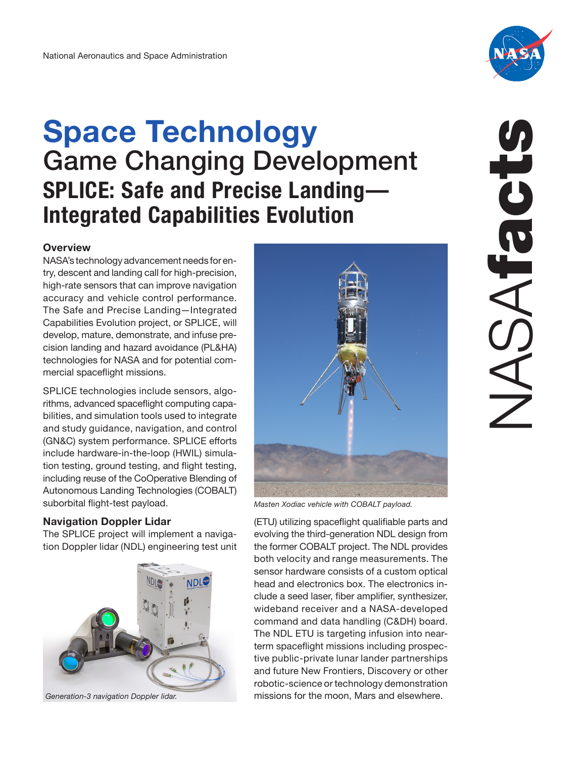National Aeronautics and Space Administration

# Space Technology

## Game Changing Development

## SPLICE: Safe and Precise Landing—Integrated Capabilities Evolution

### Overview

NASA's technology advancement needs for entry, descent and landing call for high-precision, high-rate sensors that can improve navigation accuracy and vehicle control performance. The Safe and Precise Landing—Integrated Capabilities Evolution project, or SPLICE, will develop, mature, demonstrate, and infuse precision landing and hazard avoidance (PL&HA) technologies for NASA and for potential commercial spaceflight missions.

SPLICE technologies include sensors, algorithms, advanced spaceflight computing capabilities, and simulation tools used to integrate and study guidance, navigation, and control (GN&C) system performance. SPLICE efforts include hardware-in-the-loop (HWIL) simulation testing, ground testing, and flight testing, including reuse of the CoOperative Blending of Autonomous Landing Technologies (COBALT) suborbital flight-test payload.

*Masten Xodiac vehicle with COBALT payload.*

### Navigation Doppler Lidar

The SPLICE project will implement a navigation Doppler lidar (NDL) engineering test unit (ETU) utilizing spaceflight qualifiable parts and evolving the third-generation NDL design from the former COBALT project. The NDL provides both velocity and range measurements. The sensor hardware consists of a custom optical head and electronics box. The electronics include a seed laser, fiber amplifier, synthesizer, wideband receiver and a NASA-developed command and data handling (C&DH) board. The NDL ETU is targeting infusion into near-term spaceflight missions including prospective public-private lunar lander partnerships and future New Frontiers, Discovery or other robotic-science or technology demonstration missions for the moon, Mars and elsewhere.

*Generation-3 navigation Doppler lidar.*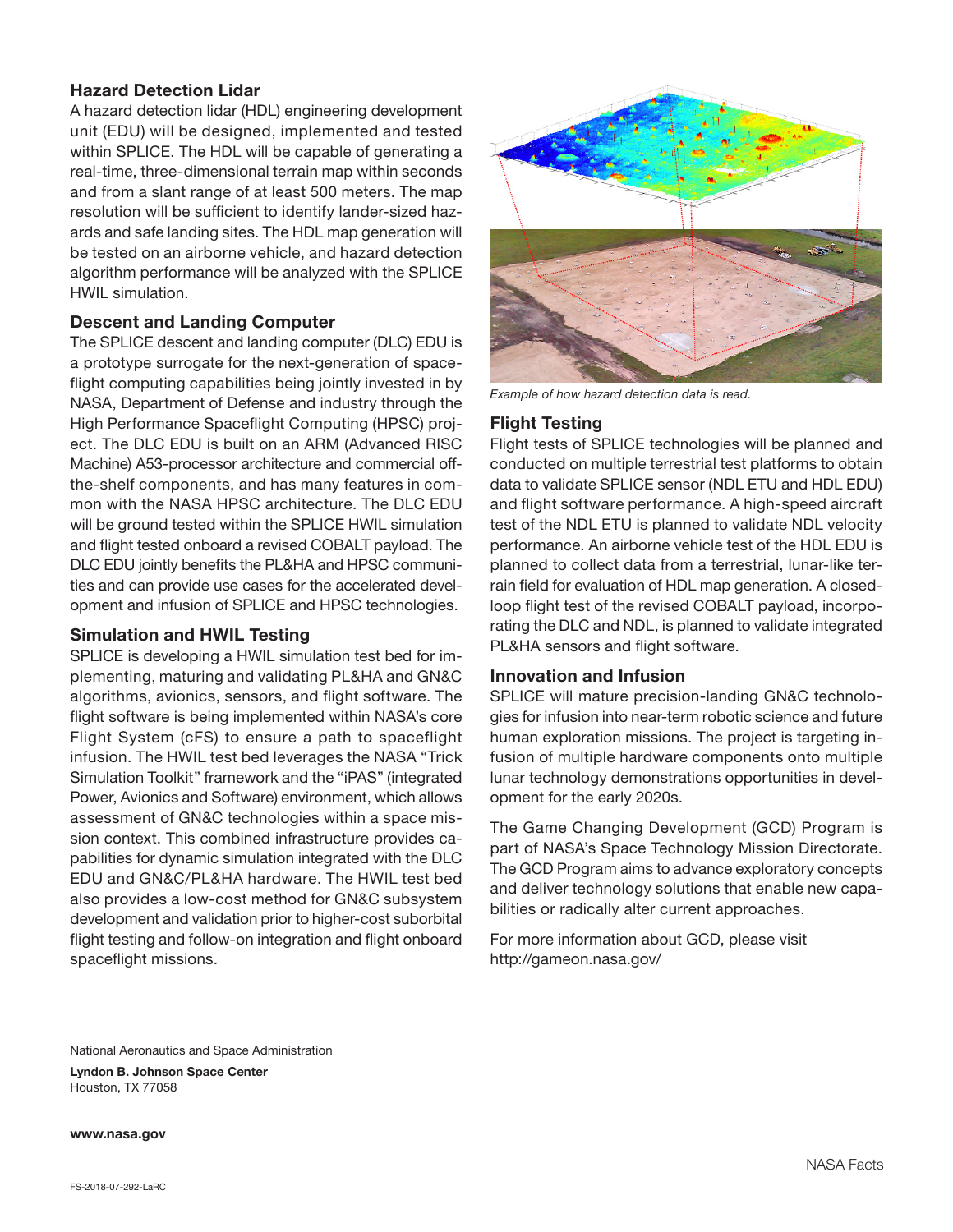## Hazard Detection Lidar

A hazard detection lidar (HDL) engineering development unit (EDU) will be designed, implemented and tested within SPLICE. The HDL will be capable of generating a real-time, three-dimensional terrain map within seconds and from a slant range of at least 500 meters. The map resolution will be sufficient to identify lander-sized hazards and safe landing sites. The HDL map generation will be tested on an airborne vehicle, and hazard detection algorithm performance will be analyzed with the SPLICE HWIL simulation.

## Descent and Landing Computer

The SPLICE descent and landing computer (DLC) EDU is a prototype surrogate for the next-generation of spaceflight computing capabilities being jointly invested in by NASA, Department of Defense and industry through the High Performance Spaceflight Computing (HPSC) project. The DLC EDU is built on an ARM (Advanced RISC Machine) A53-processor architecture and commercial off-the-shelf components, and has many features in common with the NASA HPSC architecture. The DLC EDU will be ground tested within the SPLICE HWIL simulation and flight tested onboard a revised COBALT payload. The DLC EDU jointly benefits the PL&HA and HPSC communities and can provide use cases for the accelerated development and infusion of SPLICE and HPSC technologies.

## Simulation and HWIL Testing

SPLICE is developing a HWIL simulation test bed for implementing, maturing and validating PL&HA and GN&C algorithms, avionics, sensors, and flight software. The flight software is being implemented within NASA's core Flight System (cFS) to ensure a path to spaceflight infusion. The HWIL test bed leverages the NASA "Trick Simulation Toolkit" framework and the "iPAS" (integrated Power, Avionics and Software) environment, which allows assessment of GN&C technologies within a space mission context. This combined infrastructure provides capabilities for dynamic simulation integrated with the DLC EDU and GN&C/PL&HA hardware. The HWIL test bed also provides a low-cost method for GN&C subsystem development and validation prior to higher-cost suborbital flight testing and follow-on integration and flight onboard spaceflight missions.

*Example of how hazard detection data is read.*

## Flight Testing

Flight tests of SPLICE technologies will be planned and conducted on multiple terrestrial test platforms to obtain data to validate SPLICE sensor (NDL ETU and HDL EDU) and flight software performance. A high-speed aircraft test of the NDL ETU is planned to validate NDL velocity performance. An airborne vehicle test of the HDL EDU is planned to collect data from a terrestrial, lunar-like terrain field for evaluation of HDL map generation. A closed-loop flight test of the revised COBALT payload, incorporating the DLC and NDL, is planned to validate integrated PL&HA sensors and flight software.

## Innovation and Infusion

SPLICE will mature precision-landing GN&C technologies for infusion into near-term robotic science and future human exploration missions. The project is targeting infusion of multiple hardware components onto multiple lunar technology demonstrations opportunities in development for the early 2020s.

The Game Changing Development (GCD) Program is part of NASA's Space Technology Mission Directorate. The GCD Program aims to advance exploratory concepts and deliver technology solutions that enable new capabilities or radically alter current approaches.

For more information about GCD, please visit http://gameon.nasa.gov/

National Aeronautics and Space Administration

**Lyndon B. Johnson Space Center**
Houston, TX 77058

**www.nasa.gov**

FS-2018-07-292-LaRC